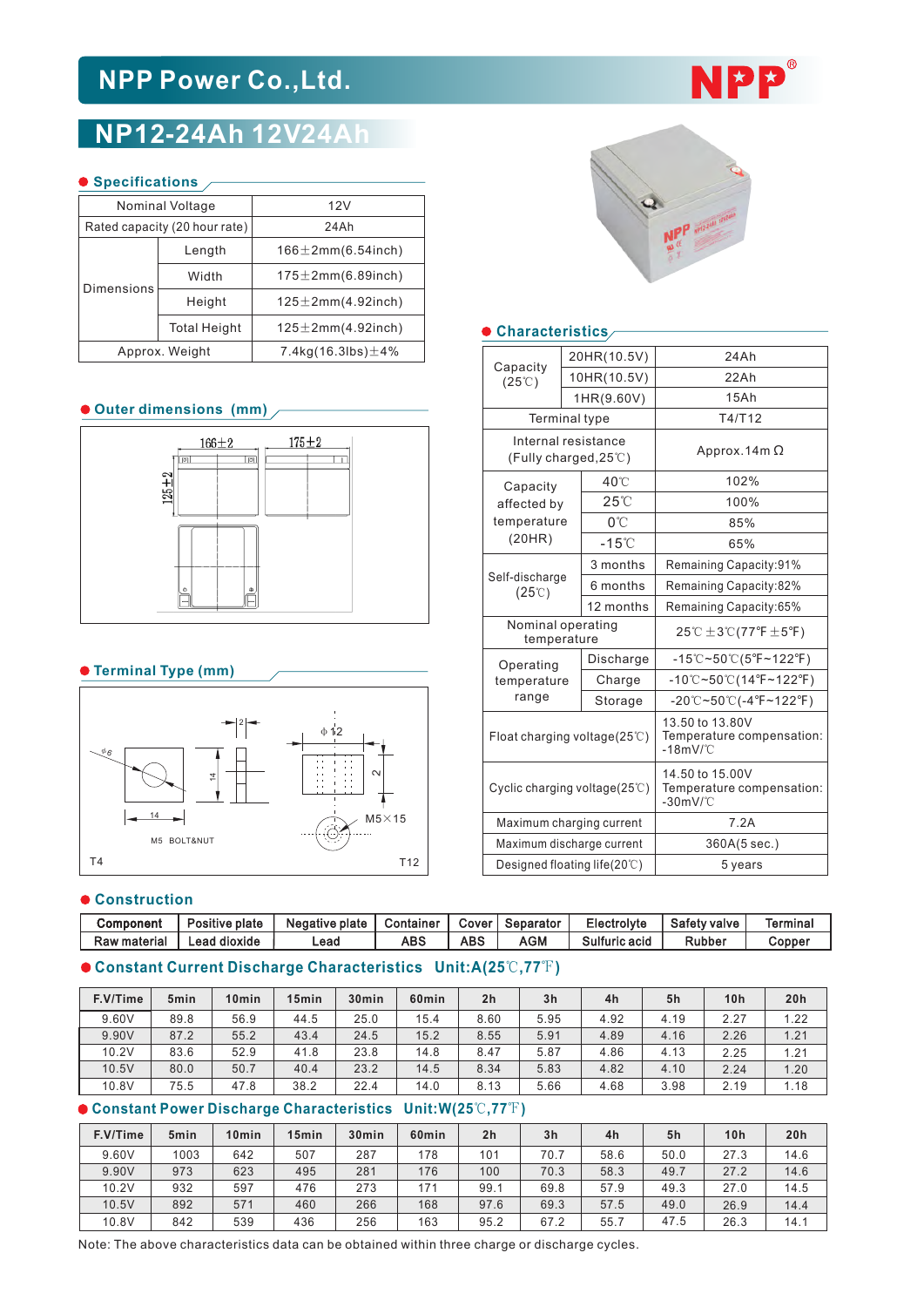# NPP Power Co.,Ltd.

## NP12-24Ah 12V24Ah

### Specifications

| Nominal Voltage | | 12V |
|---|---|---|
| Rated capacity (20 hour rate) | | 24Ah |
| Dimensions | Length | 166±2mm(6.54inch) |
| | Width | 175±2mm(6.89inch) |
| | Height | 125±2mm(4.92inch) |
| | Total Height | 125±2mm(4.92inch) |
| Approx. Weight | | 7.4kg(16.3lbs)±4% |

### Outer dimensions (mm)

166±2　175±2　125±2

### Terminal Type (mm)

φ6　2　14　14　M5 BOLT&NUT　T4　φ12　2　M5×15　T12

### Characteristics

| Capacity (25℃) | 20HR(10.5V) | 24Ah |
|---|---|---|
| | 10HR(10.5V) | 22Ah |
| | 1HR(9.60V) | 15Ah |
| Terminal type | | T4/T12 |
| Internal resistance (Fully charged,25℃) | | Approx.14mΩ |
| Capacity affected by temperature (20HR) | 40℃ | 102% |
| | 25℃ | 100% |
| | 0℃ | 85% |
| | -15℃ | 65% |
| Self-discharge (25℃) | 3 months | Remaining Capacity:91% |
| | 6 months | Remaining Capacity:82% |
| | 12 months | Remaining Capacity:65% |
| Nominal operating temperature | | 25℃±3℃(77℉±5℉) |
| Operating temperature range | Discharge | -15℃~50℃(5℉~122℉) |
| | Charge | -10℃~50℃(14℉~122℉) |
| | Storage | -20℃~50℃(-4℉~122℉) |
| Float charging voltage(25℃) | | 13.50 to 13.80V Temperature compensation: -18mV/℃ |
| Cyclic charging voltage(25℃) | | 14.50 to 15.00V Temperature compensation: -30mV/℃ |
| Maximum charging current | | 7.2A |
| Maximum discharge current | | 360A(5 sec.) |
| Designed floating life(20℃) | | 5 years |

### Construction

| Component | Positive plate | Negative plate | Container | Cover | Separator | Electrolyte | Safety valve | Terminal |
|---|---|---|---|---|---|---|---|---|
| Raw material | Lead dioxide | Lead | ABS | ABS | AGM | Sulfuric acid | Rubber | Copper |

### Constant Current Discharge Characteristics Unit:A(25℃,77℉)

| F.V/Time | 5min | 10min | 15min | 30min | 60min | 2h | 3h | 4h | 5h | 10h | 20h |
|---|---|---|---|---|---|---|---|---|---|---|---|
| 9.60V | 89.8 | 56.9 | 44.5 | 25.0 | 15.4 | 8.60 | 5.95 | 4.92 | 4.19 | 2.27 | 1.22 |
| 9.90V | 87.2 | 55.2 | 43.4 | 24.5 | 15.2 | 8.55 | 5.91 | 4.89 | 4.16 | 2.26 | 1.21 |
| 10.2V | 83.6 | 52.9 | 41.8 | 23.8 | 14.8 | 8.47 | 5.87 | 4.86 | 4.13 | 2.25 | 1.21 |
| 10.5V | 80.0 | 50.7 | 40.4 | 23.2 | 14.5 | 8.34 | 5.83 | 4.82 | 4.10 | 2.24 | 1.20 |
| 10.8V | 75.5 | 47.8 | 38.2 | 22.4 | 14.0 | 8.13 | 5.66 | 4.68 | 3.98 | 2.19 | 1.18 |

### Constant Power Discharge Characteristics Unit:W(25℃,77℉)

| F.V/Time | 5min | 10min | 15min | 30min | 60min | 2h | 3h | 4h | 5h | 10h | 20h |
|---|---|---|---|---|---|---|---|---|---|---|---|
| 9.60V | 1003 | 642 | 507 | 287 | 178 | 101 | 70.7 | 58.6 | 50.0 | 27.3 | 14.6 |
| 9.90V | 973 | 623 | 495 | 281 | 176 | 100 | 70.3 | 58.3 | 49.7 | 27.2 | 14.6 |
| 10.2V | 932 | 597 | 476 | 273 | 171 | 99.1 | 69.8 | 57.9 | 49.3 | 27.0 | 14.5 |
| 10.5V | 892 | 571 | 460 | 266 | 168 | 97.6 | 69.3 | 57.5 | 49.0 | 26.9 | 14.4 |
| 10.8V | 842 | 539 | 436 | 256 | 163 | 95.2 | 67.2 | 55.7 | 47.5 | 26.3 | 14.1 |

Note: The above characteristics data can be obtained within three charge or discharge cycles.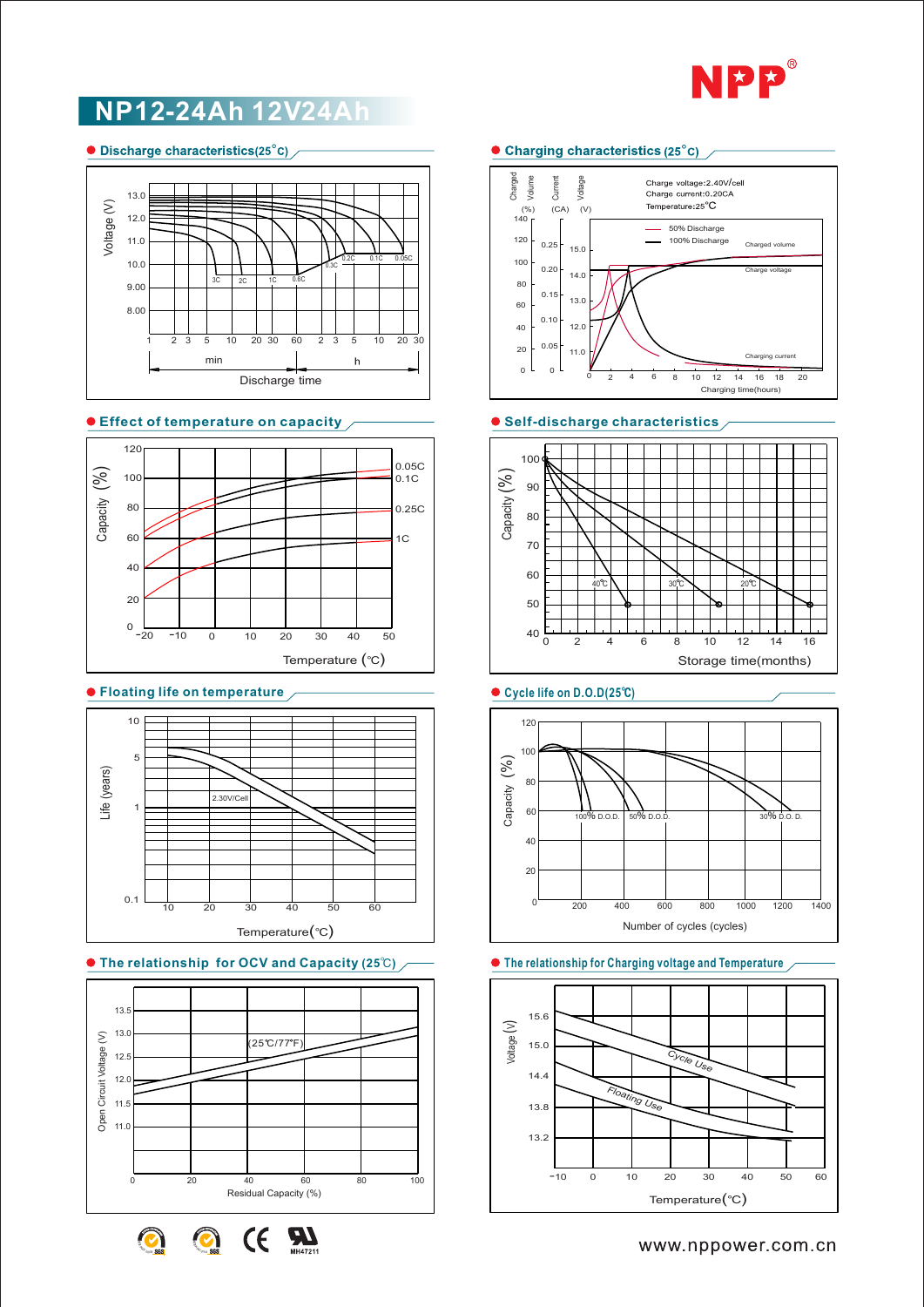# NP12-24Ah 12V24Ah

## Discharge characteristics(25°C)

Voltage (V)

13.0
12.0
11.0
10.0
9.00
8.00

3C 2C 1C 0.6C 0.3C 0.2C 0.1C 0.05C

1 2 3 5 10 20 30 60 2 3 5 10 20 30

min h

Discharge time

## Charging characteristics (25°C)

Charged Volume (%) Current (CA) Voltage (V)

Charge voltage:2.40V/cell
Charge current:0.20CA
Temperature:25°C

50% Discharge
100% Discharge

Charged volume
Charge voltage
Charging current

140 120 100 80 60 40 20 0

0.25 0.20 0.15 0.10 0.05 0

15.0 14.0 13.0 12.0 11.0

0 2 4 6 8 10 12 14 16 18 20

Charging time(hours)

## Effect of temperature on capacity

Capacity (%)

120 100 80 60 40 20 0

0.05C
0.1C
0.25C
1C

-20 -10 0 10 20 30 40 50

Temperature (°C)

## Self-discharge characteristics

Capacity (%)

100 90 80 70 60 50 40

40°C 30°C 20°C

0 2 4 6 8 10 12 14 16

Storage time(months)

## Floating life on temperature

Life (years)

10 5 1 0.1

2.30V/Cell

10 20 30 40 50 60

Temperature(°C)

## Cycle life on D.O.D(25°C)

Capacity (%)

120 100 80 60 40 20 0

100% D.O.D. 50% D.O.D. 30% D.O.D.

200 400 600 800 1000 1200 1400

Number of cycles (cycles)

## The relationship for OCV and Capacity (25°C)

Open Circuit Voltage (V)

13.5 13.0 12.5 12.0 11.5 11.0

(25°C/77°F)

0 20 40 60 80 100

Residual Capacity (%)

## The relationship for Charging voltage and Temperature

Voltage (v)

15.6 15.0 14.4 13.8 13.2

Cycle Use
Floating Use

-10 0 10 20 30 40 50 60

Temperature(°C)

MH47211

www.nppower.com.cn